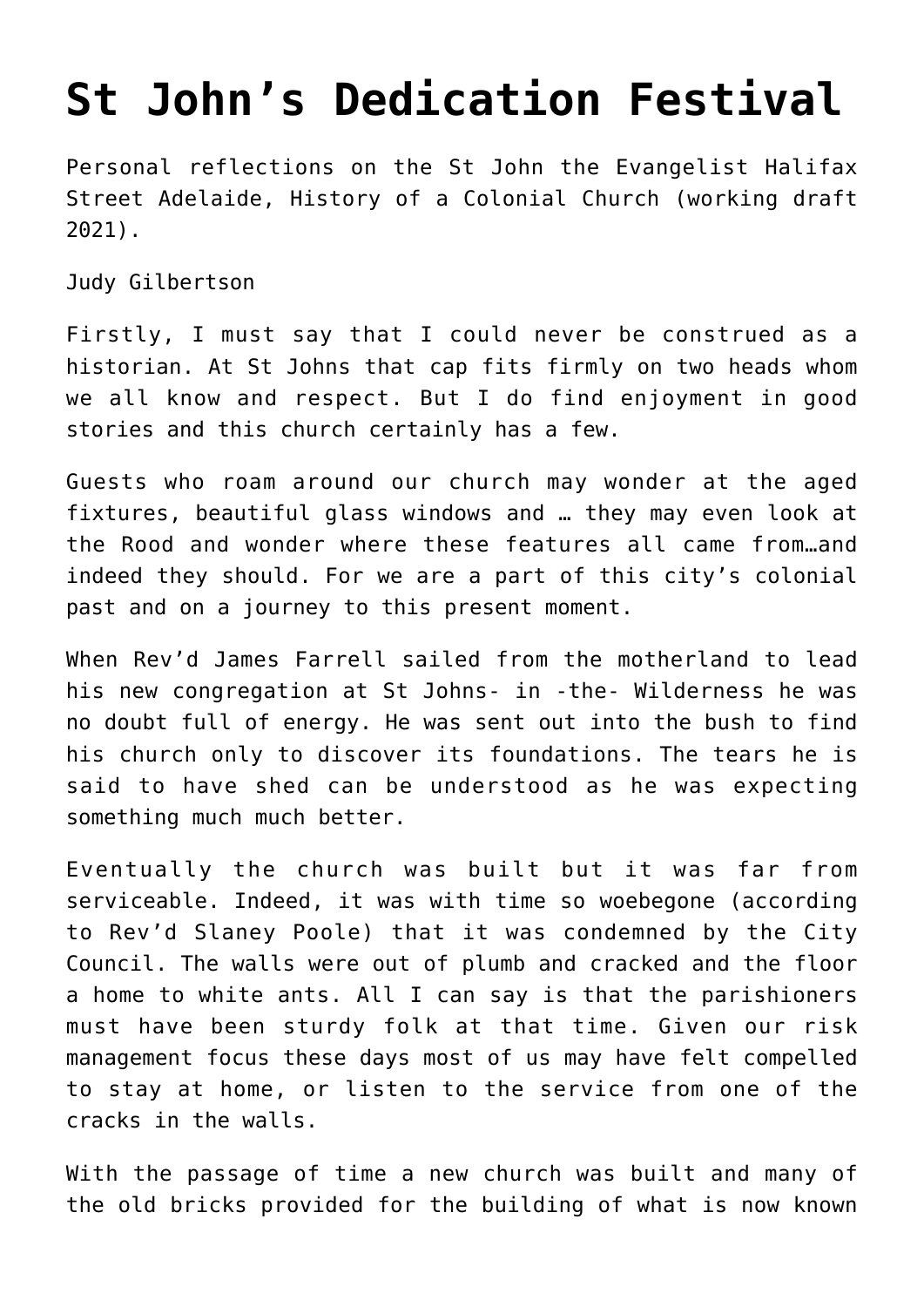# St John's Dedication Festival

Personal reflections on the St John the Evangelist Halifax Street Adelaide, History of a Colonial Church (working draft 2021).

Judy Gilbertson

Firstly, I must say that I could never be construed as a historian. At St Johns that cap fits firmly on two heads whom we all know and respect. But I do find enjoyment in good stories and this church certainly has a few.

Guests who roam around our church may wonder at the aged fixtures, beautiful glass windows and … they may even look at the Rood and wonder where these features all came from…and indeed they should. For we are a part of this city's colonial past and on a journey to this present moment.

When Rev'd James Farrell sailed from the motherland to lead his new congregation at St Johns- in -the- Wilderness he was no doubt full of energy. He was sent out into the bush to find his church only to discover its foundations. The tears he is said to have shed can be understood as he was expecting something much much better.

Eventually the church was built but it was far from serviceable. Indeed, it was with time so woebegone (according to Rev'd Slaney Poole) that it was condemned by the City Council. The walls were out of plumb and cracked and the floor a home to white ants. All I can say is that the parishioners must have been sturdy folk at that time. Given our risk management focus these days most of us may have felt compelled to stay at home, or listen to the service from one of the cracks in the walls.

With the passage of time a new church was built and many of the old bricks provided for the building of what is now known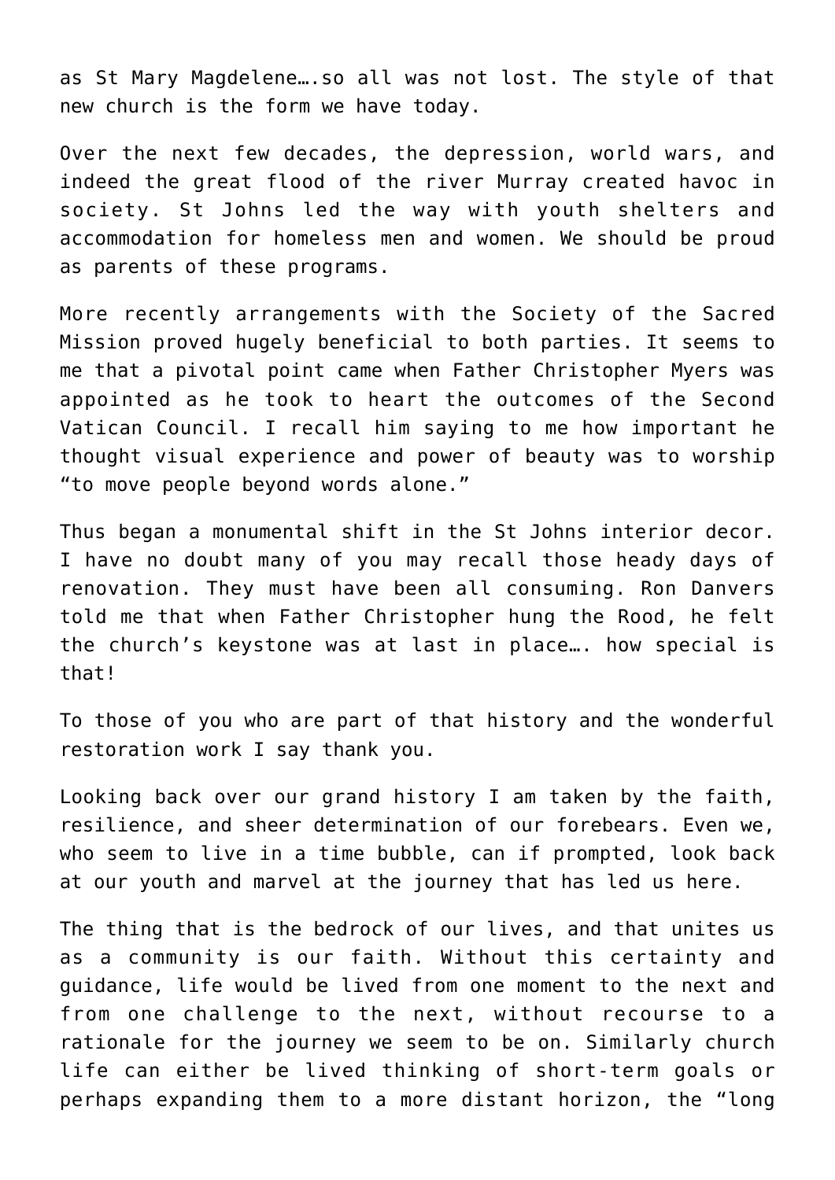as St Mary Magdelene….so all was not lost. The style of that new church is the form we have today.

Over the next few decades, the depression, world wars, and indeed the great flood of the river Murray created havoc in society. St Johns led the way with youth shelters and accommodation for homeless men and women. We should be proud as parents of these programs.

More recently arrangements with the Society of the Sacred Mission proved hugely beneficial to both parties. It seems to me that a pivotal point came when Father Christopher Myers was appointed as he took to heart the outcomes of the Second Vatican Council. I recall him saying to me how important he thought visual experience and power of beauty was to worship "to move people beyond words alone."

Thus began a monumental shift in the St Johns interior decor. I have no doubt many of you may recall those heady days of renovation. They must have been all consuming. Ron Danvers told me that when Father Christopher hung the Rood, he felt the church's keystone was at last in place…. how special is that!

To those of you who are part of that history and the wonderful restoration work I say thank you.

Looking back over our grand history I am taken by the faith, resilience, and sheer determination of our forebears. Even we, who seem to live in a time bubble, can if prompted, look back at our youth and marvel at the journey that has led us here.

The thing that is the bedrock of our lives, and that unites us as a community is our faith. Without this certainty and guidance, life would be lived from one moment to the next and from one challenge to the next, without recourse to a rationale for the journey we seem to be on. Similarly church life can either be lived thinking of short-term goals or perhaps expanding them to a more distant horizon, the "long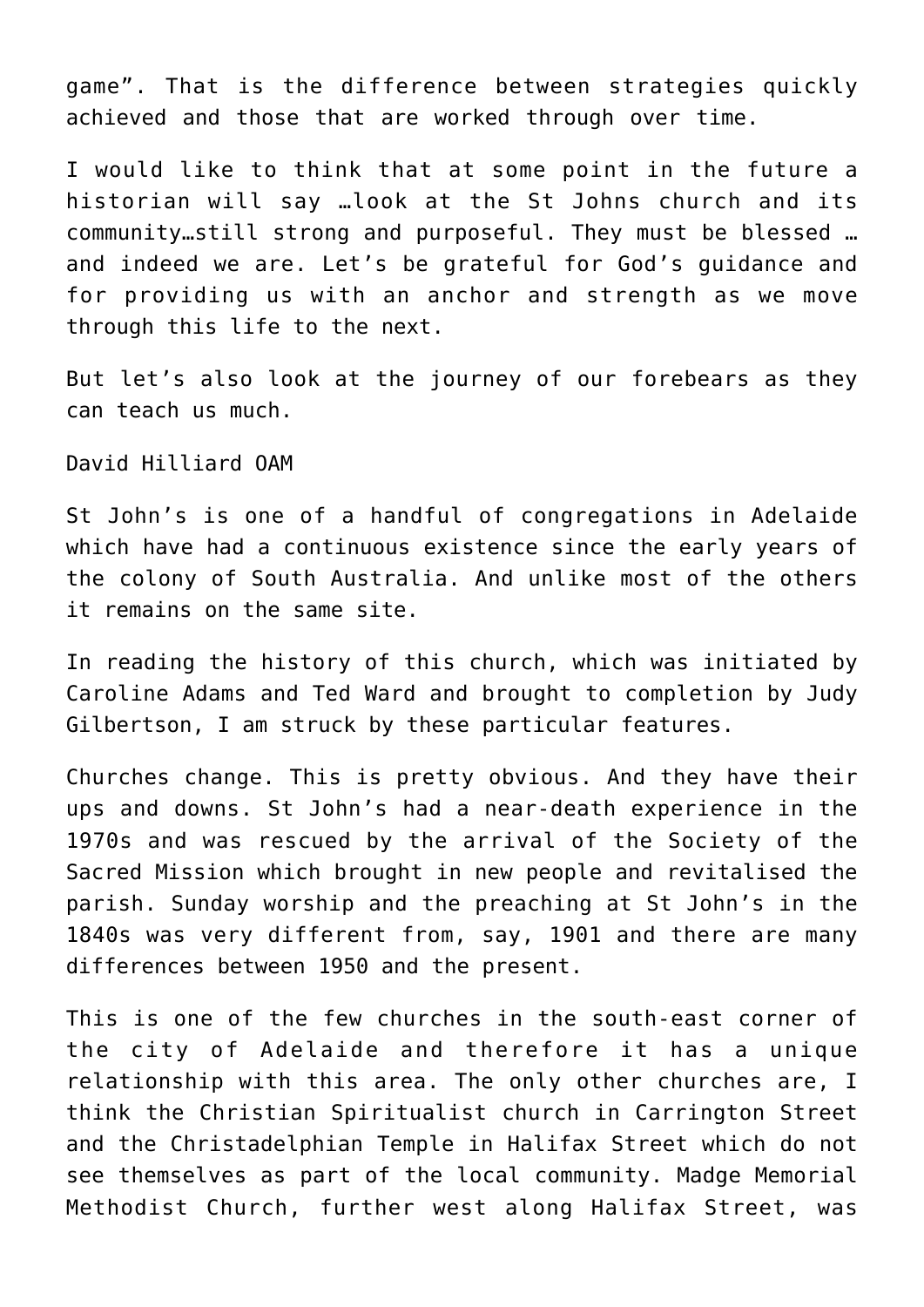game". That is the difference between strategies quickly achieved and those that are worked through over time.

I would like to think that at some point in the future a historian will say …look at the St Johns church and its community…still strong and purposeful. They must be blessed … and indeed we are. Let's be grateful for God's guidance and for providing us with an anchor and strength as we move through this life to the next.

But let's also look at the journey of our forebears as they can teach us much.

David Hilliard OAM

St John's is one of a handful of congregations in Adelaide which have had a continuous existence since the early years of the colony of South Australia. And unlike most of the others it remains on the same site.

In reading the history of this church, which was initiated by Caroline Adams and Ted Ward and brought to completion by Judy Gilbertson, I am struck by these particular features.

Churches change. This is pretty obvious. And they have their ups and downs. St John's had a near-death experience in the 1970s and was rescued by the arrival of the Society of the Sacred Mission which brought in new people and revitalised the parish. Sunday worship and the preaching at St John's in the 1840s was very different from, say, 1901 and there are many differences between 1950 and the present.

This is one of the few churches in the south-east corner of the city of Adelaide and therefore it has a unique relationship with this area. The only other churches are, I think the Christian Spiritualist church in Carrington Street and the Christadelphian Temple in Halifax Street which do not see themselves as part of the local community. Madge Memorial Methodist Church, further west along Halifax Street, was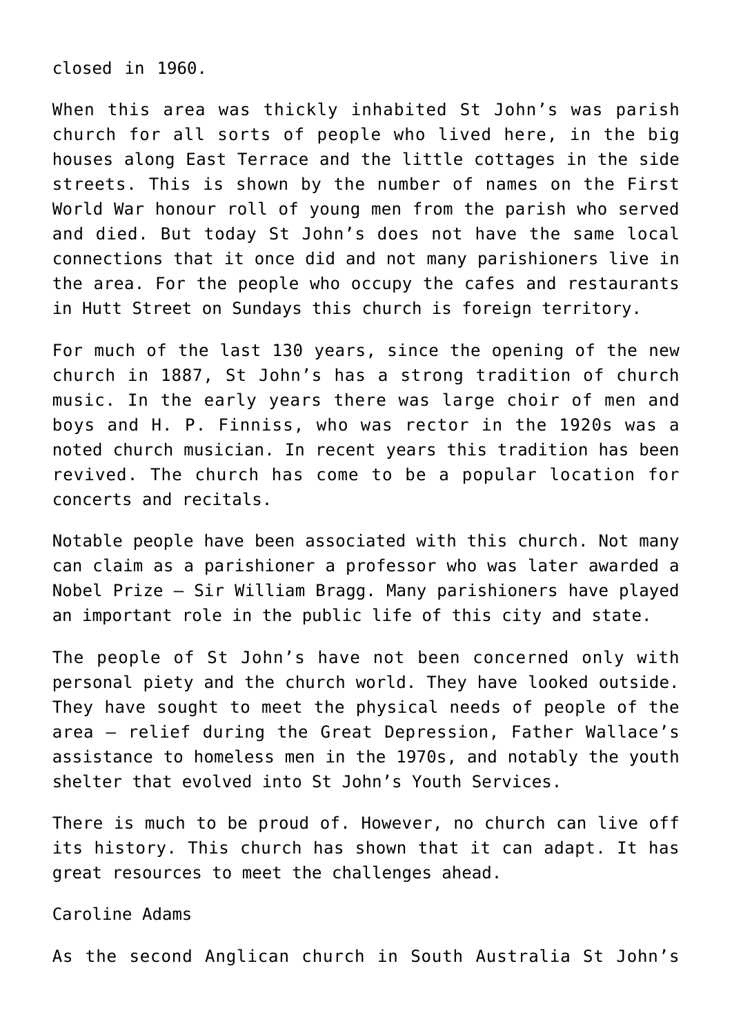closed in 1960.

When this area was thickly inhabited St John's was parish church for all sorts of people who lived here, in the big houses along East Terrace and the little cottages in the side streets. This is shown by the number of names on the First World War honour roll of young men from the parish who served and died. But today St John's does not have the same local connections that it once did and not many parishioners live in the area. For the people who occupy the cafes and restaurants in Hutt Street on Sundays this church is foreign territory.

For much of the last 130 years, since the opening of the new church in 1887, St John's has a strong tradition of church music. In the early years there was large choir of men and boys and H. P. Finniss, who was rector in the 1920s was a noted church musician. In recent years this tradition has been revived. The church has come to be a popular location for concerts and recitals.

Notable people have been associated with this church. Not many can claim as a parishioner a professor who was later awarded a Nobel Prize – Sir William Bragg. Many parishioners have played an important role in the public life of this city and state.

The people of St John's have not been concerned only with personal piety and the church world. They have looked outside. They have sought to meet the physical needs of people of the area – relief during the Great Depression, Father Wallace's assistance to homeless men in the 1970s, and notably the youth shelter that evolved into St John's Youth Services.

There is much to be proud of. However, no church can live off its history. This church has shown that it can adapt. It has great resources to meet the challenges ahead.

Caroline Adams

As the second Anglican church in South Australia St John's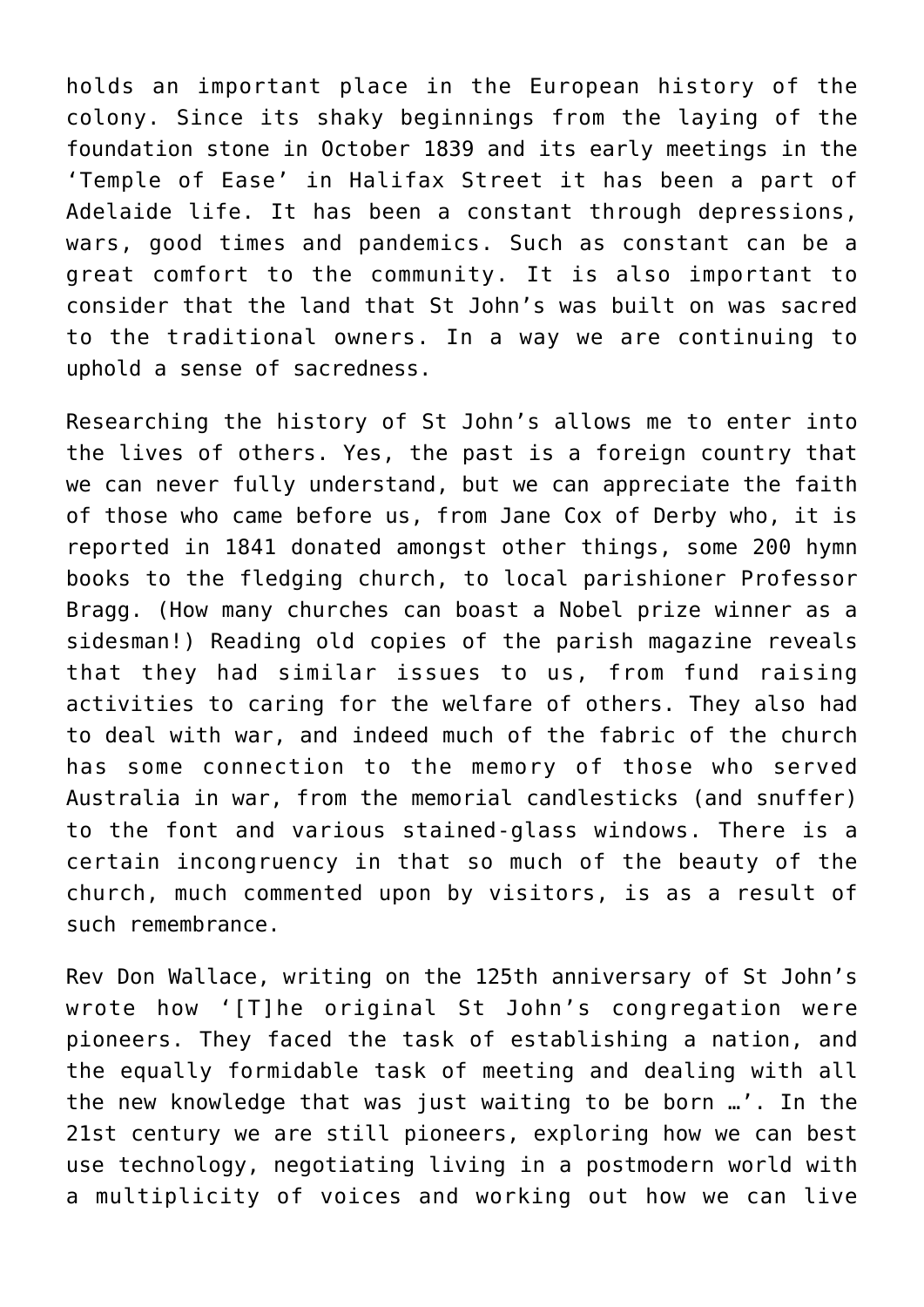holds an important place in the European history of the colony. Since its shaky beginnings from the laying of the foundation stone in October 1839 and its early meetings in the 'Temple of Ease' in Halifax Street it has been a part of Adelaide life. It has been a constant through depressions, wars, good times and pandemics. Such as constant can be a great comfort to the community. It is also important to consider that the land that St John's was built on was sacred to the traditional owners. In a way we are continuing to uphold a sense of sacredness.

Researching the history of St John's allows me to enter into the lives of others. Yes, the past is a foreign country that we can never fully understand, but we can appreciate the faith of those who came before us, from Jane Cox of Derby who, it is reported in 1841 donated amongst other things, some 200 hymn books to the fledging church, to local parishioner Professor Bragg. (How many churches can boast a Nobel prize winner as a sidesman!) Reading old copies of the parish magazine reveals that they had similar issues to us, from fund raising activities to caring for the welfare of others. They also had to deal with war, and indeed much of the fabric of the church has some connection to the memory of those who served Australia in war, from the memorial candlesticks (and snuffer) to the font and various stained-glass windows. There is a certain incongruency in that so much of the beauty of the church, much commented upon by visitors, is as a result of such remembrance.

Rev Don Wallace, writing on the 125th anniversary of St John's wrote how '[T]he original St John's congregation were pioneers. They faced the task of establishing a nation, and the equally formidable task of meeting and dealing with all the new knowledge that was just waiting to be born …'. In the 21st century we are still pioneers, exploring how we can best use technology, negotiating living in a postmodern world with a multiplicity of voices and working out how we can live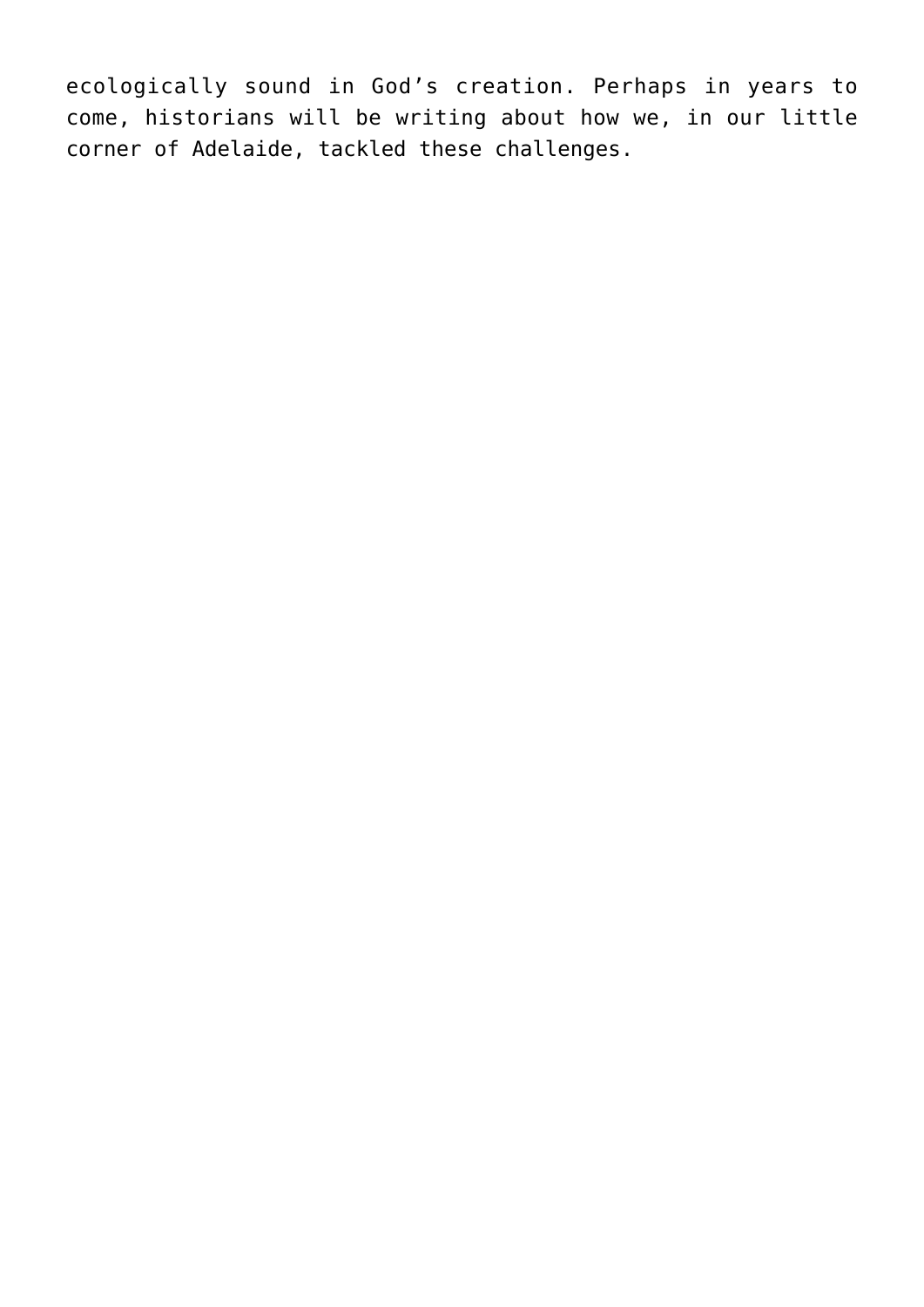ecologically sound in God’s creation. Perhaps in years to come, historians will be writing about how we, in our little corner of Adelaide, tackled these challenges.